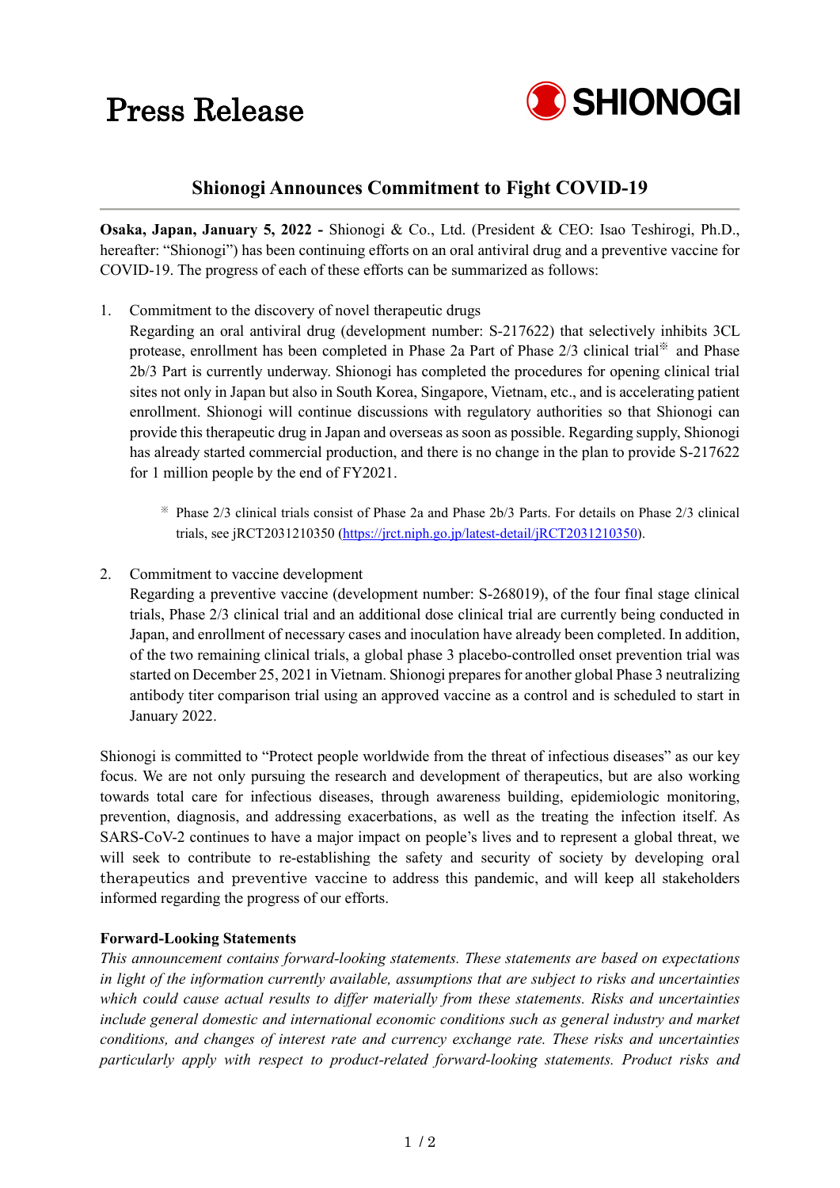# Press Release

SHIONOGI

## Shionogi Announces Commitment to Fight COVID-19

**Osaka, Japan, January 5, 2022 -** Shionogi & Co., Ltd. (President & CEO: Isao Teshirogi, Ph.D., hereafter: "Shionogi") has been continuing efforts on an oral antiviral drug and a preventive vaccine for COVID-19. The progress of each of these efforts can be summarized as follows:

1. Commitment to the discovery of novel therapeutic drugs
   Regarding an oral antiviral drug (development number: S-217622) that selectively inhibits 3CL protease, enrollment has been completed in Phase 2a Part of Phase 2/3 clinical trial※ and Phase 2b/3 Part is currently underway. Shionogi has completed the procedures for opening clinical trial sites not only in Japan but also in South Korea, Singapore, Vietnam, etc., and is accelerating patient enrollment. Shionogi will continue discussions with regulatory authorities so that Shionogi can provide this therapeutic drug in Japan and overseas as soon as possible. Regarding supply, Shionogi has already started commercial production, and there is no change in the plan to provide S-217622 for 1 million people by the end of FY2021.

   ※ Phase 2/3 clinical trials consist of Phase 2a and Phase 2b/3 Parts. For details on Phase 2/3 clinical trials, see jRCT2031210350 (https://jrct.niph.go.jp/latest-detail/jRCT2031210350).

2. Commitment to vaccine development
   Regarding a preventive vaccine (development number: S-268019), of the four final stage clinical trials, Phase 2/3 clinical trial and an additional dose clinical trial are currently being conducted in Japan, and enrollment of necessary cases and inoculation have already been completed. In addition, of the two remaining clinical trials, a global phase 3 placebo-controlled onset prevention trial was started on December 25, 2021 in Vietnam. Shionogi prepares for another global Phase 3 neutralizing antibody titer comparison trial using an approved vaccine as a control and is scheduled to start in January 2022.

Shionogi is committed to "Protect people worldwide from the threat of infectious diseases" as our key focus. We are not only pursuing the research and development of therapeutics, but are also working towards total care for infectious diseases, through awareness building, epidemiologic monitoring, prevention, diagnosis, and addressing exacerbations, as well as the treating the infection itself. As SARS-CoV-2 continues to have a major impact on people's lives and to represent a global threat, we will seek to contribute to re-establishing the safety and security of society by developing oral therapeutics and preventive vaccine to address this pandemic, and will keep all stakeholders informed regarding the progress of our efforts.

**Forward-Looking Statements**

*This announcement contains forward-looking statements. These statements are based on expectations in light of the information currently available, assumptions that are subject to risks and uncertainties which could cause actual results to differ materially from these statements. Risks and uncertainties include general domestic and international economic conditions such as general industry and market conditions, and changes of interest rate and currency exchange rate. These risks and uncertainties particularly apply with respect to product-related forward-looking statements. Product risks and*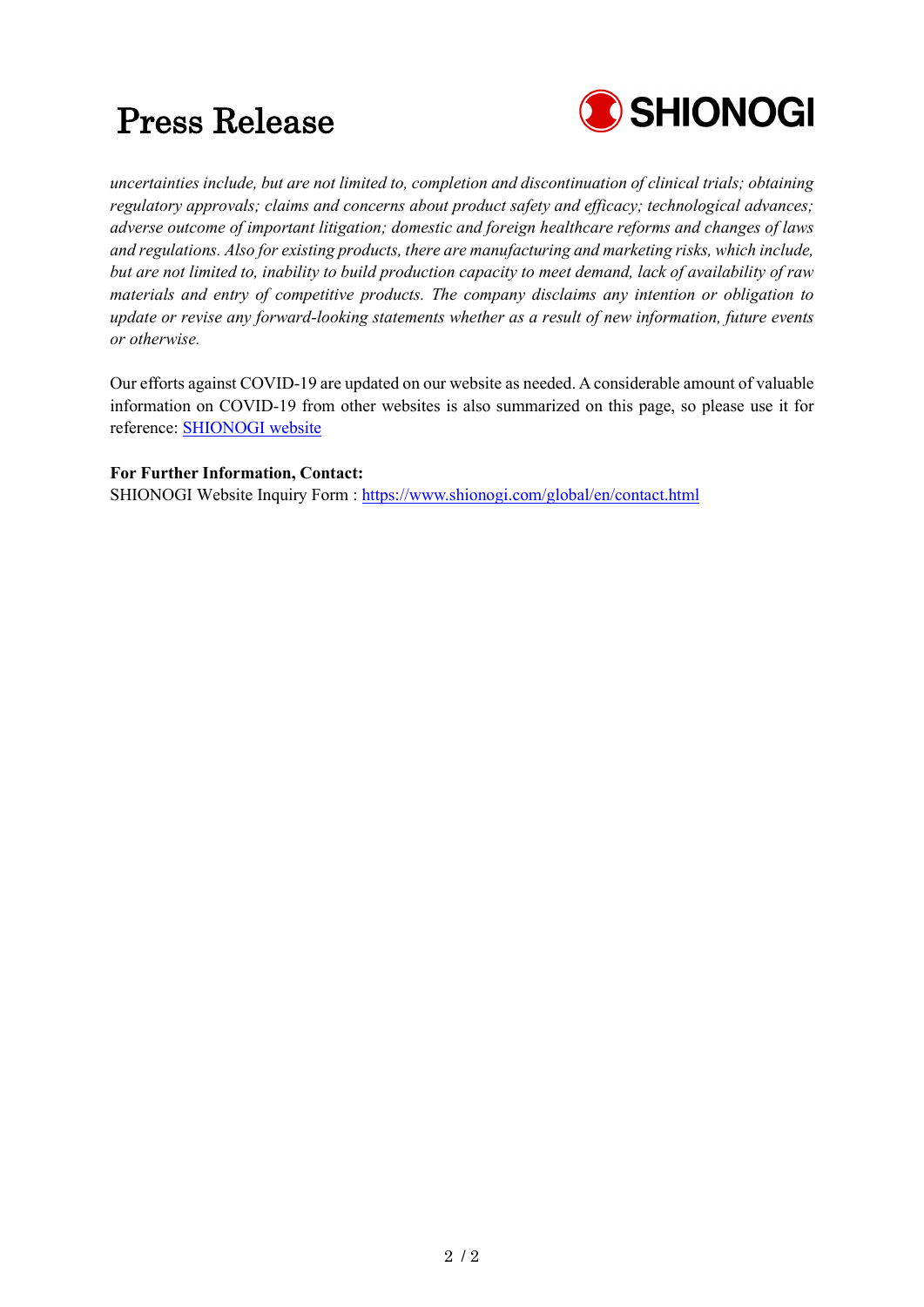*uncertainties include, but are not limited to, completion and discontinuation of clinical trials; obtaining regulatory approvals; claims and concerns about product safety and efficacy; technological advances; adverse outcome of important litigation; domestic and foreign healthcare reforms and changes of laws and regulations. Also for existing products, there are manufacturing and marketing risks, which include, but are not limited to, inability to build production capacity to meet demand, lack of availability of raw materials and entry of competitive products. The company disclaims any intention or obligation to update or revise any forward-looking statements whether as a result of new information, future events or otherwise.*

Our efforts against COVID-19 are updated on our website as needed. A considerable amount of valuable information on COVID-19 from other websites is also summarized on this page, so please use it for reference: SHIONOGI website

**For Further Information, Contact:**
SHIONOGI Website Inquiry Form : https://www.shionogi.com/global/en/contact.html